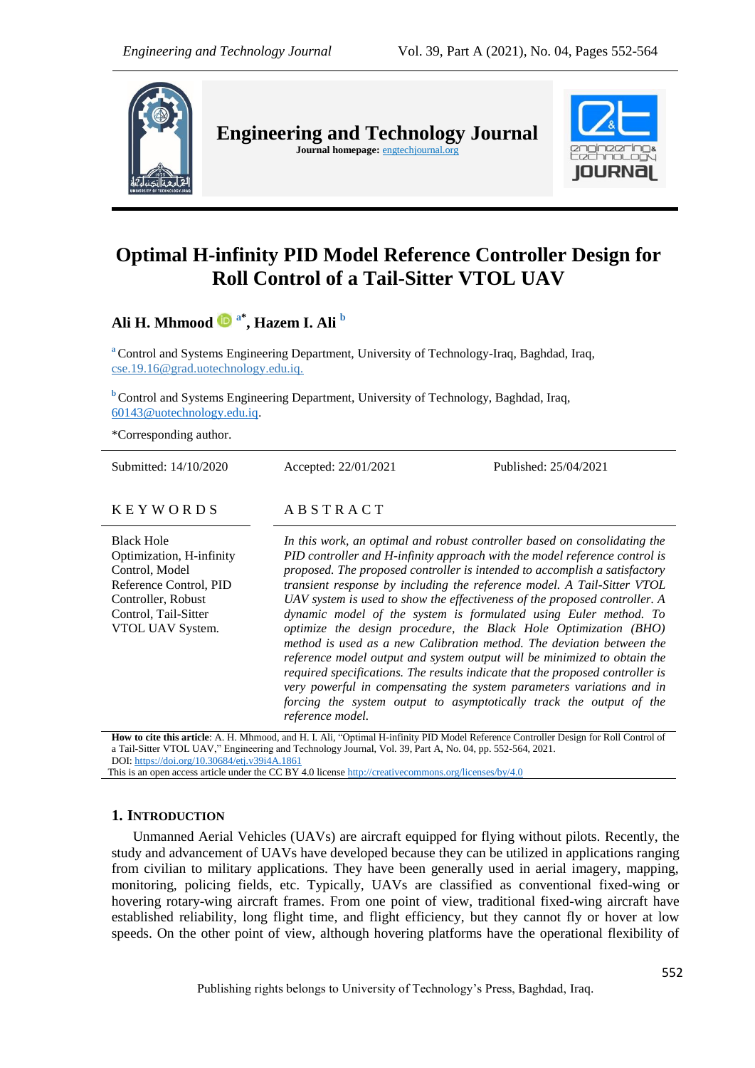# Engineering and Technology Journal

**Journal homepage:** engtechjournal.org

# Optimal H-infinity PID Model Reference Controller Design for Roll Control of a Tail-Sitter VTOL UAV

**Ali H. Mhmood** [a*], **Hazem I. Ali** [b]

[a] Control and Systems Engineering Department, University of Technology-Iraq, Baghdad, Iraq, cse.19.16@grad.uotechnology.edu.iq.

[b] Control and Systems Engineering Department, University of Technology, Baghdad, Iraq, 60143@uotechnology.edu.iq.

*Corresponding author.

Submitted: 14/10/2020 Accepted: 22/01/2021 Published: 25/04/2021

## KEYWORDS

Black Hole Optimization, H-infinity Control, Model Reference Control, PID Controller, Robust Control, Tail-Sitter VTOL UAV System.

## ABSTRACT

*In this work, an optimal and robust controller based on consolidating the PID controller and H-infinity approach with the model reference control is proposed. The proposed controller is intended to accomplish a satisfactory transient response by including the reference model. A Tail-Sitter VTOL UAV system is used to show the effectiveness of the proposed controller. A dynamic model of the system is formulated using Euler method. To optimize the design procedure, the Black Hole Optimization (BHO) method is used as a new Calibration method. The deviation between the reference model output and system output will be minimized to obtain the required specifications. The results indicate that the proposed controller is very powerful in compensating the system parameters variations and in forcing the system output to asymptotically track the output of the reference model.*

**How to cite this article**: A. H. Mhmood, and H. I. Ali, "Optimal H-infinity PID Model Reference Controller Design for Roll Control of a Tail-Sitter VTOL UAV," Engineering and Technology Journal, Vol. 39, Part A, No. 04, pp. 552-564, 2021.
DOI: https://doi.org/10.30684/etj.v39i4A.1861
This is an open access article under the CC BY 4.0 license http://creativecommons.org/licenses/by/4.0

## 1. Introduction

Unmanned Aerial Vehicles (UAVs) are aircraft equipped for flying without pilots. Recently, the study and advancement of UAVs have developed because they can be utilized in applications ranging from civilian to military applications. They have been generally used in aerial imagery, mapping, monitoring, policing fields, etc. Typically, UAVs are classified as conventional fixed-wing or hovering rotary-wing aircraft frames. From one point of view, traditional fixed-wing aircraft have established reliability, long flight time, and flight efficiency, but they cannot fly or hover at low speeds. On the other point of view, although hovering platforms have the operational flexibility of

Publishing rights belongs to University of Technology's Press, Baghdad, Iraq.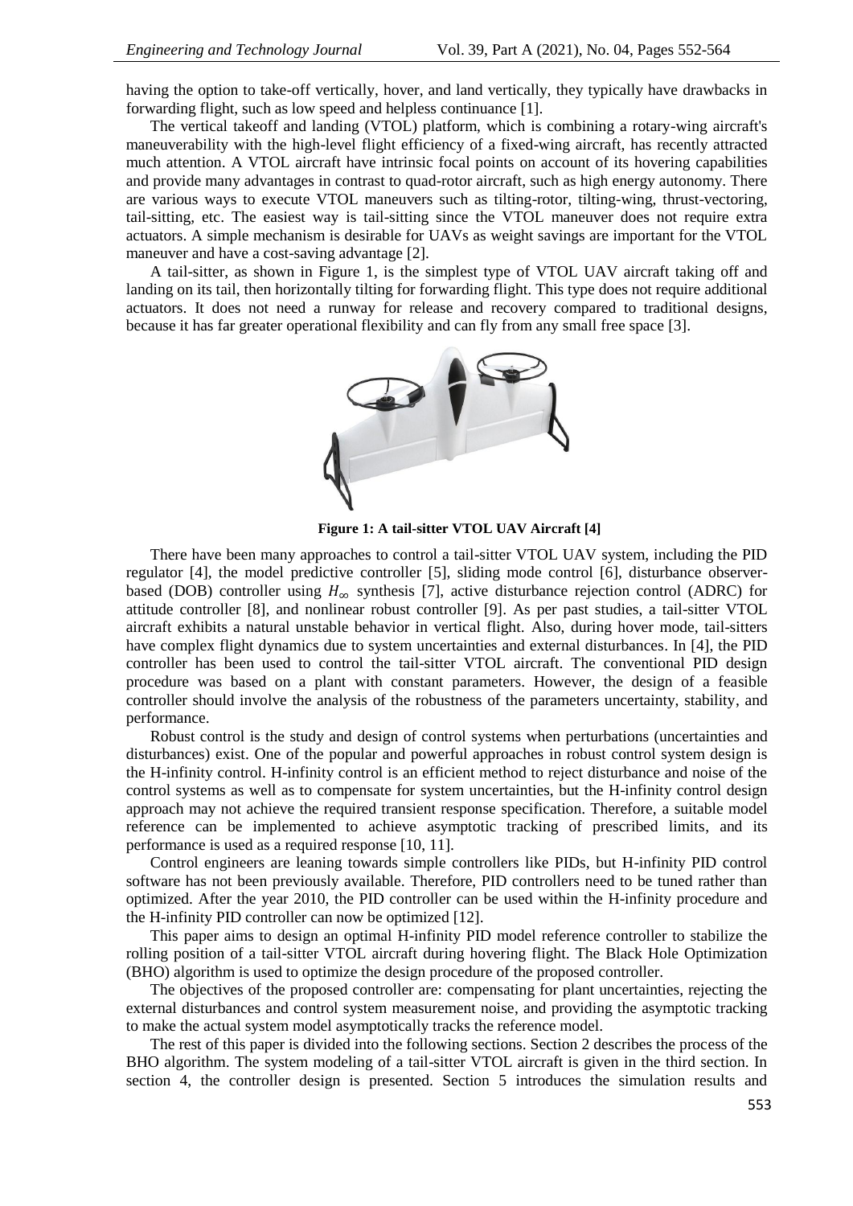having the option to take-off vertically, hover, and land vertically, they typically have drawbacks in forwarding flight, such as low speed and helpless continuance [1].

The vertical takeoff and landing (VTOL) platform, which is combining a rotary-wing aircraft's maneuverability with the high-level flight efficiency of a fixed-wing aircraft, has recently attracted much attention. A VTOL aircraft have intrinsic focal points on account of its hovering capabilities and provide many advantages in contrast to quad-rotor aircraft, such as high energy autonomy. There are various ways to execute VTOL maneuvers such as tilting-rotor, tilting-wing, thrust-vectoring, tail-sitting, etc. The easiest way is tail-sitting since the VTOL maneuver does not require extra actuators. A simple mechanism is desirable for UAVs as weight savings are important for the VTOL maneuver and have a cost-saving advantage [2].

A tail-sitter, as shown in Figure 1, is the simplest type of VTOL UAV aircraft taking off and landing on its tail, then horizontally tilting for forwarding flight. This type does not require additional actuators. It does not need a runway for release and recovery compared to traditional designs, because it has far greater operational flexibility and can fly from any small free space [3].

**Figure 1: A tail-sitter VTOL UAV Aircraft [4]**

There have been many approaches to control a tail-sitter VTOL UAV system, including the PID regulator [4], the model predictive controller [5], sliding mode control [6], disturbance observer-based (DOB) controller using $H_\infty$ synthesis [7], active disturbance rejection control (ADRC) for attitude controller [8], and nonlinear robust controller [9]. As per past studies, a tail-sitter VTOL aircraft exhibits a natural unstable behavior in vertical flight. Also, during hover mode, tail-sitters have complex flight dynamics due to system uncertainties and external disturbances. In [4], the PID controller has been used to control the tail-sitter VTOL aircraft. The conventional PID design procedure was based on a plant with constant parameters. However, the design of a feasible controller should involve the analysis of the robustness of the parameters uncertainty, stability, and performance.

Robust control is the study and design of control systems when perturbations (uncertainties and disturbances) exist. One of the popular and powerful approaches in robust control system design is the H-infinity control. H-infinity control is an efficient method to reject disturbance and noise of the control systems as well as to compensate for system uncertainties, but the H-infinity control design approach may not achieve the required transient response specification. Therefore, a suitable model reference can be implemented to achieve asymptotic tracking of prescribed limits, and its performance is used as a required response [10, 11].

Control engineers are leaning towards simple controllers like PIDs, but H-infinity PID control software has not been previously available. Therefore, PID controllers need to be tuned rather than optimized. After the year 2010, the PID controller can be used within the H-infinity procedure and the H-infinity PID controller can now be optimized [12].

This paper aims to design an optimal H-infinity PID model reference controller to stabilize the rolling position of a tail-sitter VTOL aircraft during hovering flight. The Black Hole Optimization (BHO) algorithm is used to optimize the design procedure of the proposed controller.

The objectives of the proposed controller are: compensating for plant uncertainties, rejecting the external disturbances and control system measurement noise, and providing the asymptotic tracking to make the actual system model asymptotically tracks the reference model.

The rest of this paper is divided into the following sections. Section 2 describes the process of the BHO algorithm. The system modeling of a tail-sitter VTOL aircraft is given in the third section. In section 4, the controller design is presented. Section 5 introduces the simulation results and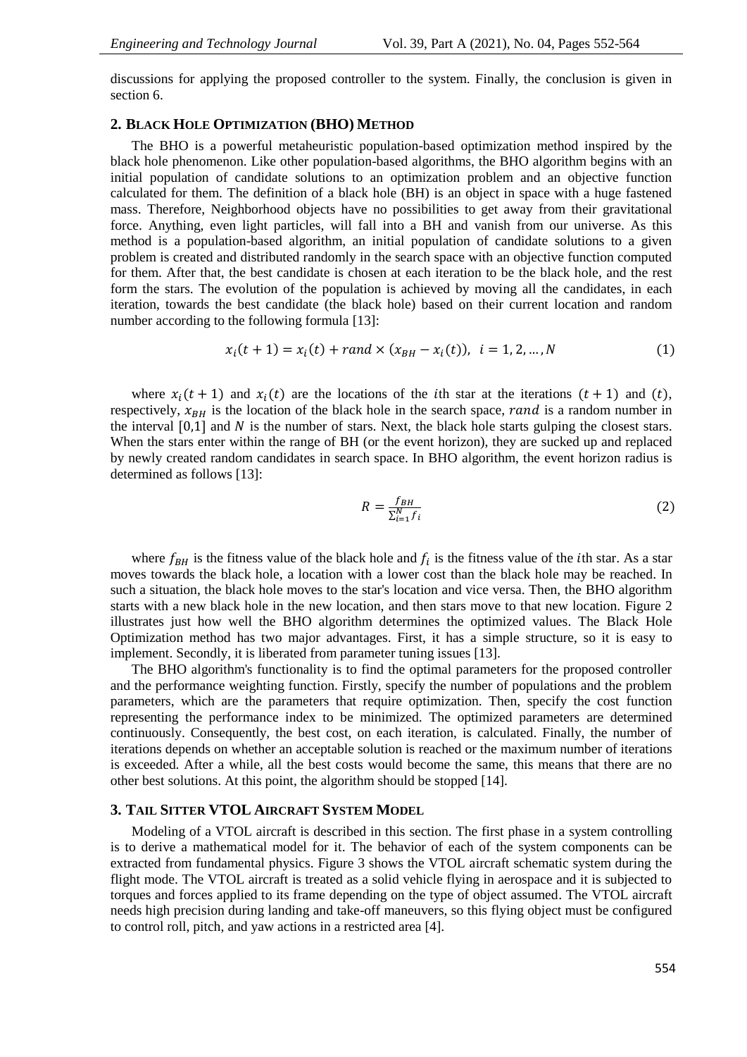discussions for applying the proposed controller to the system. Finally, the conclusion is given in section 6.

## 2. Black Hole Optimization (BHO) Method

The BHO is a powerful metaheuristic population-based optimization method inspired by the black hole phenomenon. Like other population-based algorithms, the BHO algorithm begins with an initial population of candidate solutions to an optimization problem and an objective function calculated for them. The definition of a black hole (BH) is an object in space with a huge fastened mass. Therefore, Neighborhood objects have no possibilities to get away from their gravitational force. Anything, even light particles, will fall into a BH and vanish from our universe. As this method is a population-based algorithm, an initial population of candidate solutions to a given problem is created and distributed randomly in the search space with an objective function computed for them. After that, the best candidate is chosen at each iteration to be the black hole, and the rest form the stars. The evolution of the population is achieved by moving all the candidates, in each iteration, towards the best candidate (the black hole) based on their current location and random number according to the following formula [13]:

$$x_i(t+1) = x_i(t) + rand \times (x_{BH} - x_i(t)), \;\; i = 1, 2, \ldots, N \tag{1}$$

where $x_i(t+1)$ and $x_i(t)$ are the locations of the $i$th star at the iterations $(t+1)$ and $(t)$, respectively, $x_{BH}$ is the location of the black hole in the search space, $rand$ is a random number in the interval $[0,1]$ and $N$ is the number of stars. Next, the black hole starts gulping the closest stars. When the stars enter within the range of BH (or the event horizon), they are sucked up and replaced by newly created random candidates in search space. In BHO algorithm, the event horizon radius is determined as follows [13]:

$$R = \frac{f_{BH}}{\sum_{i=1}^{N} f_i} \tag{2}$$

where $f_{BH}$ is the fitness value of the black hole and $f_i$ is the fitness value of the $i$th star. As a star moves towards the black hole, a location with a lower cost than the black hole may be reached. In such a situation, the black hole moves to the star's location and vice versa. Then, the BHO algorithm starts with a new black hole in the new location, and then stars move to that new location. Figure 2 illustrates just how well the BHO algorithm determines the optimized values. The Black Hole Optimization method has two major advantages. First, it has a simple structure, so it is easy to implement. Secondly, it is liberated from parameter tuning issues [13].

The BHO algorithm's functionality is to find the optimal parameters for the proposed controller and the performance weighting function. Firstly, specify the number of populations and the problem parameters, which are the parameters that require optimization. Then, specify the cost function representing the performance index to be minimized. The optimized parameters are determined continuously. Consequently, the best cost, on each iteration, is calculated. Finally, the number of iterations depends on whether an acceptable solution is reached or the maximum number of iterations is exceeded. After a while, all the best costs would become the same, this means that there are no other best solutions. At this point, the algorithm should be stopped [14].

## 3. Tail Sitter VTOL Aircraft System Model

Modeling of a VTOL aircraft is described in this section. The first phase in a system controlling is to derive a mathematical model for it. The behavior of each of the system components can be extracted from fundamental physics. Figure 3 shows the VTOL aircraft schematic system during the flight mode. The VTOL aircraft is treated as a solid vehicle flying in aerospace and it is subjected to torques and forces applied to its frame depending on the type of object assumed. The VTOL aircraft needs high precision during landing and take-off maneuvers, so this flying object must be configured to control roll, pitch, and yaw actions in a restricted area [4].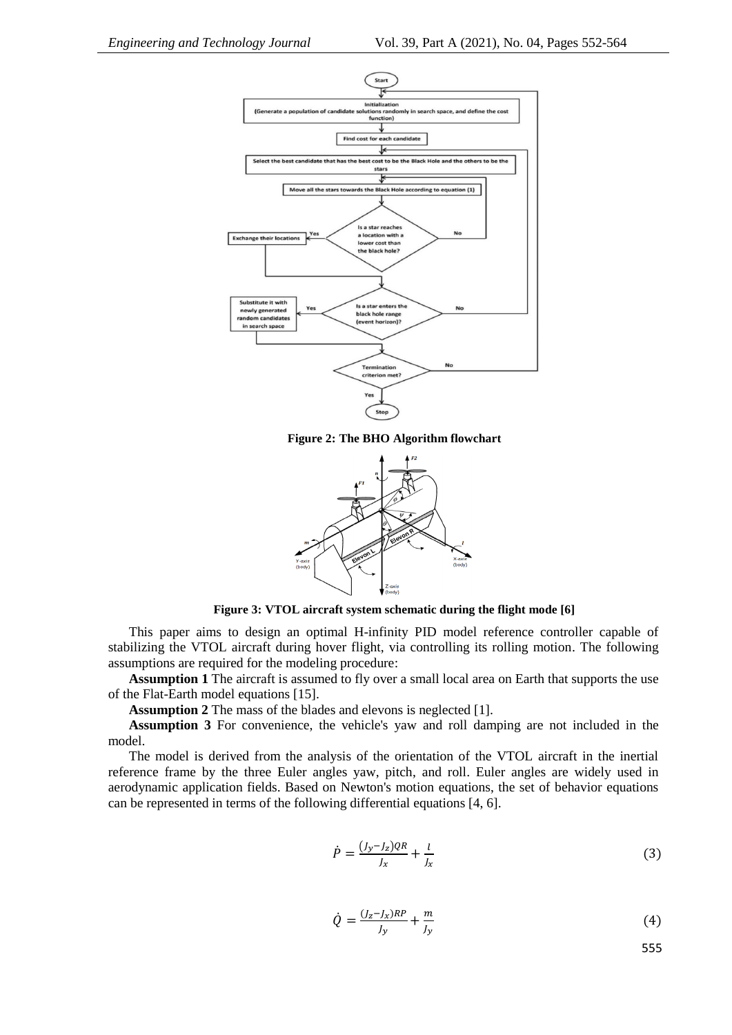**Figure 2: The BHO Algorithm flowchart**

**Figure 3: VTOL aircraft system schematic during the flight mode [6]**

This paper aims to design an optimal H-infinity PID model reference controller capable of stabilizing the VTOL aircraft during hover flight, via controlling its rolling motion. The following assumptions are required for the modeling procedure:

**Assumption 1** The aircraft is assumed to fly over a small local area on Earth that supports the use of the Flat-Earth model equations [15].

**Assumption 2** The mass of the blades and elevons is neglected [1].

**Assumption 3** For convenience, the vehicle's yaw and roll damping are not included in the model.

The model is derived from the analysis of the orientation of the VTOL aircraft in the inertial reference frame by the three Euler angles yaw, pitch, and roll. Euler angles are widely used in aerodynamic application fields. Based on Newton's motion equations, the set of behavior equations can be represented in terms of the following differential equations [4, 6].

$$\dot{P} = \frac{(J_y - J_z)QR}{J_x} + \frac{l}{J_x} \tag{3}$$

$$\dot{Q} = \frac{(J_z - J_x)RP}{J_y} + \frac{m}{J_y} \tag{4}$$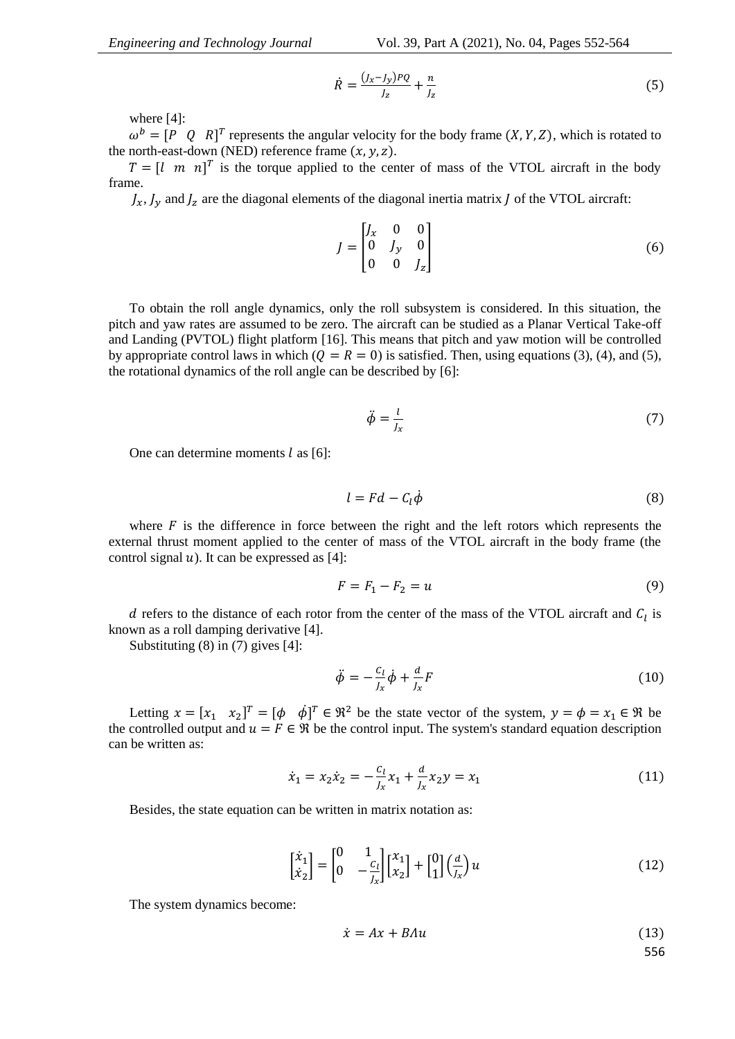$$\dot{R} = \frac{(J_x - J_y)PQ}{J_z} + \frac{n}{J_z} \tag{5}$$

where [4]:

$\omega^b = [P \quad Q \quad R]^T$ represents the angular velocity for the body frame $(X, Y, Z)$, which is rotated to the north-east-down (NED) reference frame $(x, y, z)$.

$T = [l \quad m \quad n]^T$ is the torque applied to the center of mass of the VTOL aircraft in the body frame.

$J_x, J_y$ and $J_z$ are the diagonal elements of the diagonal inertia matrix $J$ of the VTOL aircraft:

$$J = \begin{bmatrix} J_x & 0 & 0 \\ 0 & J_y & 0 \\ 0 & 0 & J_z \end{bmatrix} \tag{6}$$

To obtain the roll angle dynamics, only the roll subsystem is considered. In this situation, the pitch and yaw rates are assumed to be zero. The aircraft can be studied as a Planar Vertical Take-off and Landing (PVTOL) flight platform [16]. This means that pitch and yaw motion will be controlled by appropriate control laws in which $(Q = R = 0)$ is satisfied. Then, using equations (3), (4), and (5), the rotational dynamics of the roll angle can be described by [6]:

$$\ddot{\phi} = \frac{l}{J_x} \tag{7}$$

One can determine moments $l$ as [6]:

$$l = Fd - C_l \dot{\phi} \tag{8}$$

where $F$ is the difference in force between the right and the left rotors which represents the external thrust moment applied to the center of mass of the VTOL aircraft in the body frame (the control signal $u$). It can be expressed as [4]:

$$F = F_1 - F_2 = u \tag{9}$$

$d$ refers to the distance of each rotor from the center of the mass of the VTOL aircraft and $C_l$ is known as a roll damping derivative [4].

Substituting (8) in (7) gives [4]:

$$\ddot{\phi} = -\frac{C_l}{J_x}\dot{\phi} + \frac{d}{J_x}F \tag{10}$$

Letting $x = [x_1 \quad x_2]^T = [\phi \quad \dot{\phi}]^T \in \Re^2$ be the state vector of the system, $y = \phi = x_1 \in \Re$ be the controlled output and $u = F \in \Re$ be the control input. The system's standard equation description can be written as:

$$\dot{x}_1 = x_2 \dot{x}_2 = -\frac{C_l}{J_x}x_1 + \frac{d}{J_x}x_2 y = x_1 \tag{11}$$

Besides, the state equation can be written in matrix notation as:

$$\begin{bmatrix} \dot{x}_1 \\ \dot{x}_2 \end{bmatrix} = \begin{bmatrix} 0 & 1 \\ 0 & -\frac{C_l}{J_x} \end{bmatrix} \begin{bmatrix} x_1 \\ x_2 \end{bmatrix} + \begin{bmatrix} 0 \\ 1 \end{bmatrix} \left(\frac{d}{J_x}\right) u \tag{12}$$

The system dynamics become:

$$\dot{x} = Ax + B\Lambda u \tag{13}$$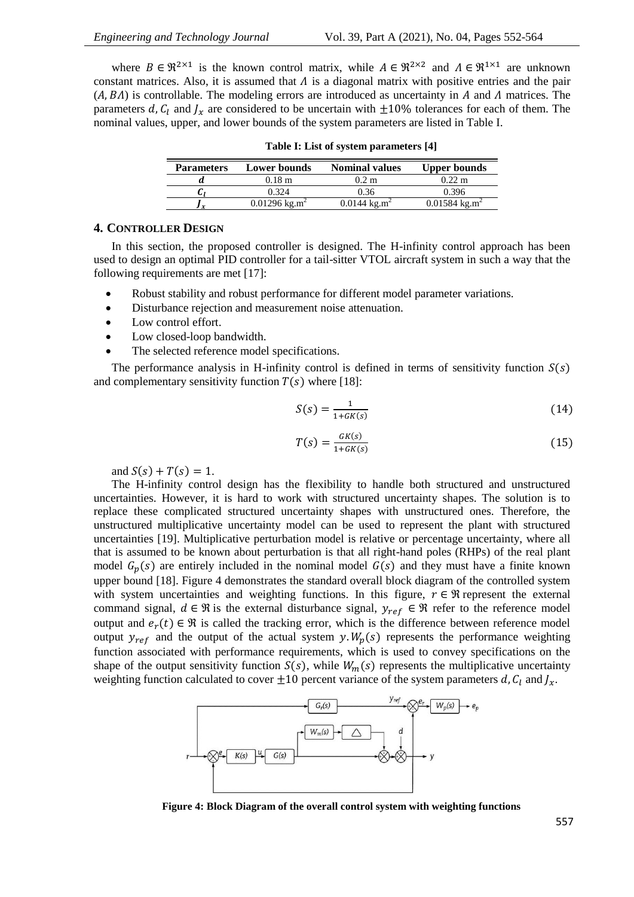where $B \in \Re^{2\times1}$ is the known control matrix, while $A \in \Re^{2\times2}$ and $\Lambda \in \Re^{1\times1}$ are unknown constant matrices. Also, it is assumed that $\Lambda$ is a diagonal matrix with positive entries and the pair $(A, B\Lambda)$ is controllable. The modeling errors are introduced as uncertainty in $A$ and $\Lambda$ matrices. The parameters $d, C_l$ and $J_x$ are considered to be uncertain with $\pm10\%$ tolerances for each of them. The nominal values, upper, and lower bounds of the system parameters are listed in Table I.

**Table I: List of system parameters [4]**

| Parameters | Lower bounds | Nominal values | Upper bounds |
|---|---|---|---|
| $d$ | 0.18 m | 0.2 m | 0.22 m |
| $C_l$ | 0.324 | 0.36 | 0.396 |
| $J_x$ | 0.01296 kg.m$^2$ | 0.0144 kg.m$^2$ | 0.01584 kg.m$^2$ |

## 4. Controller Design

In this section, the proposed controller is designed. The H-infinity control approach has been used to design an optimal PID controller for a tail-sitter VTOL aircraft system in such a way that the following requirements are met [17]:

- Robust stability and robust performance for different model parameter variations.
- Disturbance rejection and measurement noise attenuation.
- Low control effort.
- Low closed-loop bandwidth.
- The selected reference model specifications.

The performance analysis in H-infinity control is defined in terms of sensitivity function $S(s)$ and complementary sensitivity function $T(s)$ where [18]:

$$S(s) = \frac{1}{1+GK(s)} \tag{14}$$

$$T(s) = \frac{GK(s)}{1+GK(s)} \tag{15}$$

and $S(s) + T(s) = 1$.

The H-infinity control design has the flexibility to handle both structured and unstructured uncertainties. However, it is hard to work with structured uncertainty shapes. The solution is to replace these complicated structured uncertainty shapes with unstructured ones. Therefore, the unstructured multiplicative uncertainty model can be used to represent the plant with structured uncertainties [19]. Multiplicative perturbation model is relative or percentage uncertainty, where all that is assumed to be known about perturbation is that all right-hand poles (RHPs) of the real plant model $G_p(s)$ are entirely included in the nominal model $G(s)$ and they must have a finite known upper bound [18]. Figure 4 demonstrates the standard overall block diagram of the controlled system with system uncertainties and weighting functions. In this figure, $r \in \Re$ represent the external command signal, $d \in \Re$ is the external disturbance signal, $y_{ref} \in \Re$ refer to the reference model output and $e_r(t) \in \Re$ is called the tracking error, which is the difference between reference model output $y_{ref}$ and the output of the actual system $y$. $W_p(s)$ represents the performance weighting function associated with performance requirements, which is used to convey specifications on the shape of the output sensitivity function $S(s)$, while $W_m(s)$ represents the multiplicative uncertainty weighting function calculated to cover $\pm10$ percent variance of the system parameters $d, C_l$ and $J_x$.

**Figure 4: Block Diagram of the overall control system with weighting functions**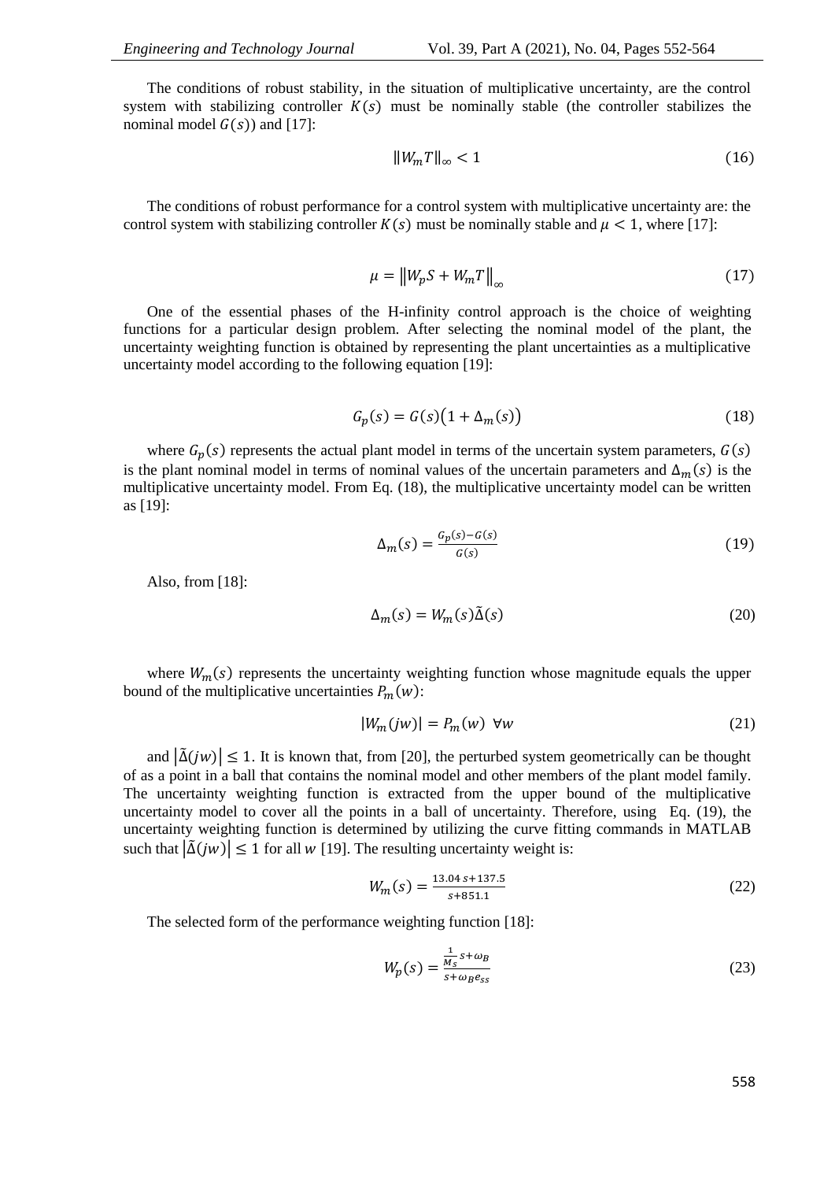The conditions of robust stability, in the situation of multiplicative uncertainty, are the control system with stabilizing controller $K(s)$ must be nominally stable (the controller stabilizes the nominal model $G(s)$) and [17]:

$$\|W_m T\|_\infty < 1 \tag{16}$$

The conditions of robust performance for a control system with multiplicative uncertainty are: the control system with stabilizing controller $K(s)$ must be nominally stable and $\mu < 1$, where [17]:

$$\mu = \left\|W_p S + W_m T\right\|_\infty \tag{17}$$

One of the essential phases of the H-infinity control approach is the choice of weighting functions for a particular design problem. After selecting the nominal model of the plant, the uncertainty weighting function is obtained by representing the plant uncertainties as a multiplicative uncertainty model according to the following equation [19]:

$$G_p(s) = G(s)\big(1 + \Delta_m(s)\big) \tag{18}$$

where $G_p(s)$ represents the actual plant model in terms of the uncertain system parameters, $G(s)$ is the plant nominal model in terms of nominal values of the uncertain parameters and $\Delta_m(s)$ is the multiplicative uncertainty model. From Eq. (18), the multiplicative uncertainty model can be written as [19]:

$$\Delta_m(s) = \frac{G_p(s) - G(s)}{G(s)} \tag{19}$$

Also, from [18]:

$$\Delta_m(s) = W_m(s)\tilde{\Delta}(s) \tag{20}$$

where $W_m(s)$ represents the uncertainty weighting function whose magnitude equals the upper bound of the multiplicative uncertainties $P_m(w)$:

$$|W_m(jw)| = P_m(w) \;\; \forall w \tag{21}$$

and $\left|\tilde{\Delta}(jw)\right| \leq 1$. It is known that, from [20], the perturbed system geometrically can be thought of as a point in a ball that contains the nominal model and other members of the plant model family. The uncertainty weighting function is extracted from the upper bound of the multiplicative uncertainty model to cover all the points in a ball of uncertainty. Therefore, using Eq. (19), the uncertainty weighting function is determined by utilizing the curve fitting commands in MATLAB such that $\left|\tilde{\Delta}(jw)\right| \leq 1$ for all $w$ [19]. The resulting uncertainty weight is:

$$W_m(s) = \frac{13.04\,s + 137.5}{s + 851.1} \tag{22}$$

The selected form of the performance weighting function [18]:

$$W_p(s) = \frac{\frac{1}{M_s}s + \omega_B}{s + \omega_B e_{ss}} \tag{23}$$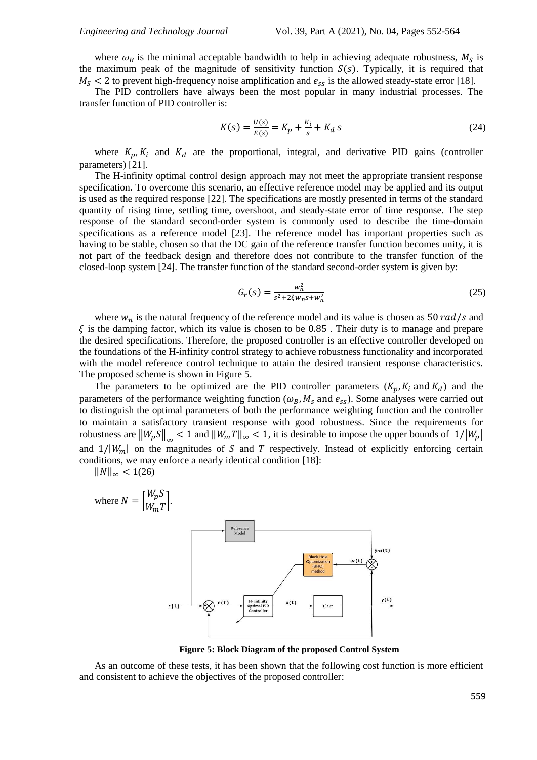where $\omega_B$ is the minimal acceptable bandwidth to help in achieving adequate robustness, $M_S$ is the maximum peak of the magnitude of sensitivity function $S(s)$. Typically, it is required that $M_S < 2$ to prevent high-frequency noise amplification and $e_{ss}$ is the allowed steady-state error [18].

The PID controllers have always been the most popular in many industrial processes. The transfer function of PID controller is:

$$K(s) = \frac{U(s)}{E(s)} = K_p + \frac{K_i}{s} + K_d\, s \tag{24}$$

where $K_p, K_i$ and $K_d$ are the proportional, integral, and derivative PID gains (controller parameters) [21].

The H-infinity optimal control design approach may not meet the appropriate transient response specification. To overcome this scenario, an effective reference model may be applied and its output is used as the required response [22]. The specifications are mostly presented in terms of the standard quantity of rising time, settling time, overshoot, and steady-state error of time response. The step response of the standard second-order system is commonly used to describe the time-domain specifications as a reference model [23]. The reference model has important properties such as having to be stable, chosen so that the DC gain of the reference transfer function becomes unity, it is not part of the feedback design and therefore does not contribute to the transfer function of the closed-loop system [24]. The transfer function of the standard second-order system is given by:

$$G_r(s) = \frac{w_n^2}{s^2 + 2\xi w_n s + w_n^2} \tag{25}$$

where $w_n$ is the natural frequency of the reference model and its value is chosen as $50\ rad/s$ and $\xi$ is the damping factor, which its value is chosen to be $0.85$ . Their duty is to manage and prepare the desired specifications. Therefore, the proposed controller is an effective controller developed on the foundations of the H-infinity control strategy to achieve robustness functionality and incorporated with the model reference control technique to attain the desired transient response characteristics. The proposed scheme is shown in Figure 5.

The parameters to be optimized are the PID controller parameters ($K_p, K_i$ and $K_d$) and the parameters of the performance weighting function ($\omega_B, M_s$ and $e_{ss}$). Some analyses were carried out to distinguish the optimal parameters of both the performance weighting function and the controller to maintain a satisfactory transient response with good robustness. Since the requirements for robustness are $\|W_p S\|_\infty < 1$ and $\|W_m T\|_\infty < 1$, it is desirable to impose the upper bounds of $1/|W_p|$ and $1/|W_m|$ on the magnitudes of $S$ and $T$ respectively. Instead of explicitly enforcing certain conditions, we may enforce a nearly identical condition [18]:

$$\|N\|_\infty < 1 \tag{26}$$

where $N = \begin{bmatrix} W_p S \\ W_m T \end{bmatrix}$.

**Figure 5: Block Diagram of the proposed Control System**

As an outcome of these tests, it has been shown that the following cost function is more efficient and consistent to achieve the objectives of the proposed controller: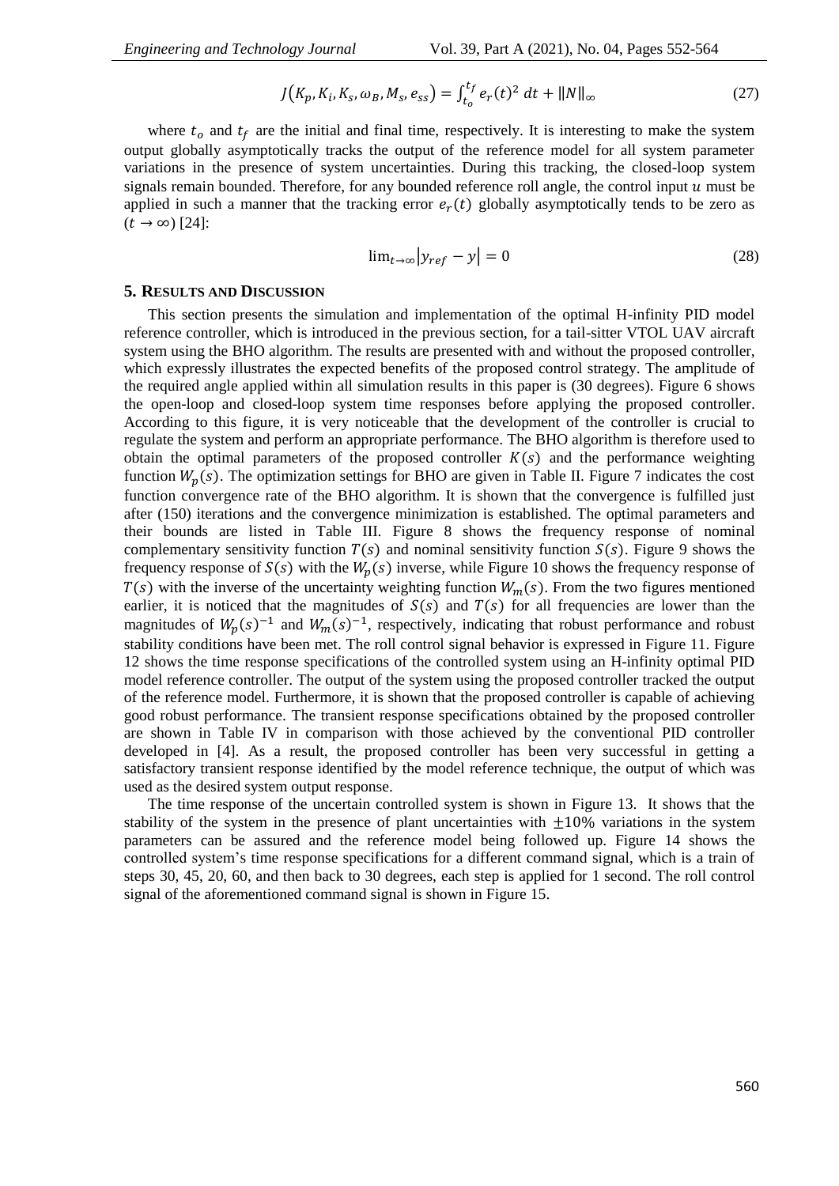$$J(K_p, K_i, K_s, \omega_B, M_s, e_{ss}) = \int_{t_o}^{t_f} e_r(t)^2 \, dt + \|N\|_\infty \tag{27}$$

where $t_o$ and $t_f$ are the initial and final time, respectively. It is interesting to make the system output globally asymptotically tracks the output of the reference model for all system parameter variations in the presence of system uncertainties. During this tracking, the closed-loop system signals remain bounded. Therefore, for any bounded reference roll angle, the control input $u$ must be applied in such a manner that the tracking error $e_r(t)$ globally asymptotically tends to be zero as $(t \to \infty)$ [24]:

$$\lim_{t\to\infty} |y_{ref} - y| = 0 \tag{28}$$

## 5. Results and Discussion

This section presents the simulation and implementation of the optimal H-infinity PID model reference controller, which is introduced in the previous section, for a tail-sitter VTOL UAV aircraft system using the BHO algorithm. The results are presented with and without the proposed controller, which expressly illustrates the expected benefits of the proposed control strategy. The amplitude of the required angle applied within all simulation results in this paper is (30 degrees). Figure 6 shows the open-loop and closed-loop system time responses before applying the proposed controller. According to this figure, it is very noticeable that the development of the controller is crucial to regulate the system and perform an appropriate performance. The BHO algorithm is therefore used to obtain the optimal parameters of the proposed controller $K(s)$ and the performance weighting function $W_p(s)$. The optimization settings for BHO are given in Table II. Figure 7 indicates the cost function convergence rate of the BHO algorithm. It is shown that the convergence is fulfilled just after (150) iterations and the convergence minimization is established. The optimal parameters and their bounds are listed in Table III. Figure 8 shows the frequency response of nominal complementary sensitivity function $T(s)$ and nominal sensitivity function $S(s)$. Figure 9 shows the frequency response of $S(s)$ with the $W_p(s)$ inverse, while Figure 10 shows the frequency response of $T(s)$ with the inverse of the uncertainty weighting function $W_m(s)$. From the two figures mentioned earlier, it is noticed that the magnitudes of $S(s)$ and $T(s)$ for all frequencies are lower than the magnitudes of $W_p(s)^{-1}$ and $W_m(s)^{-1}$, respectively, indicating that robust performance and robust stability conditions have been met. The roll control signal behavior is expressed in Figure 11. Figure 12 shows the time response specifications of the controlled system using an H-infinity optimal PID model reference controller. The output of the system using the proposed controller tracked the output of the reference model. Furthermore, it is shown that the proposed controller is capable of achieving good robust performance. The transient response specifications obtained by the proposed controller are shown in Table IV in comparison with those achieved by the conventional PID controller developed in [4]. As a result, the proposed controller has been very successful in getting a satisfactory transient response identified by the model reference technique, the output of which was used as the desired system output response.

The time response of the uncertain controlled system is shown in Figure 13. It shows that the stability of the system in the presence of plant uncertainties with $\pm 10\%$ variations in the system parameters can be assured and the reference model being followed up. Figure 14 shows the controlled system's time response specifications for a different command signal, which is a train of steps 30, 45, 20, 60, and then back to 30 degrees, each step is applied for 1 second. The roll control signal of the aforementioned command signal is shown in Figure 15.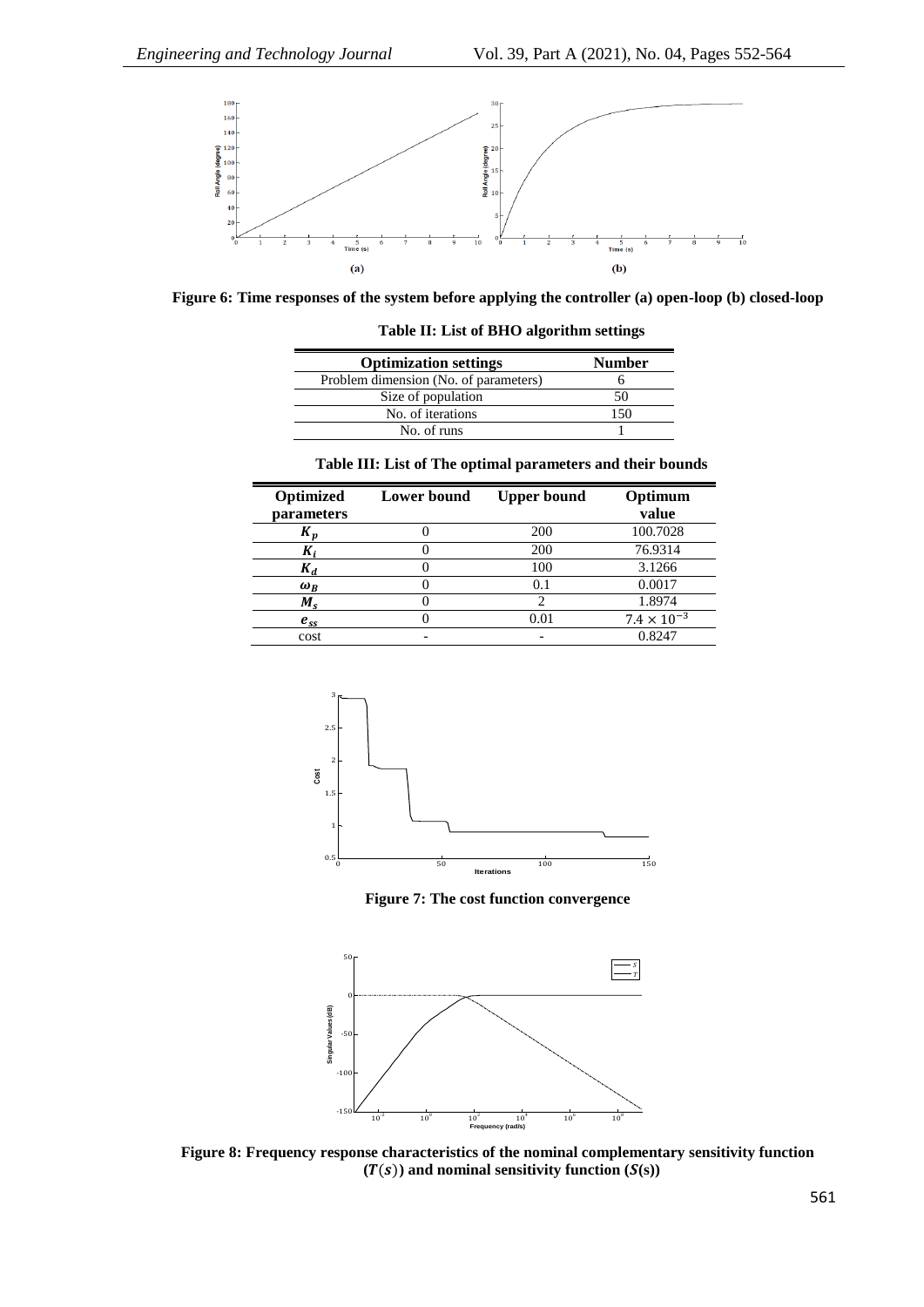Figure 6: Time responses of the system before applying the controller (a) open-loop (b) closed-loop

**Table II: List of BHO algorithm settings**

| Optimization settings | Number |
|---|---|
| Problem dimension (No. of parameters) | 6 |
| Size of population | 50 |
| No. of iterations | 150 |
| No. of runs | 1 |

**Table III: List of The optimal parameters and their bounds**

| Optimized parameters | Lower bound | Upper bound | Optimum value |
|---|---|---|---|
| $K_p$ | 0 | 200 | 100.7028 |
| $K_i$ | 0 | 200 | 76.9314 |
| $K_d$ | 0 | 100 | 3.1266 |
| $\omega_B$ | 0 | 0.1 | 0.0017 |
| $M_s$ | 0 | 2 | 1.8974 |
| $e_{ss}$ | 0 | 0.01 | $7.4 \times 10^{-3}$ |
| cost | - | - | 0.8247 |

Figure 7: The cost function convergence

Figure 8: Frequency response characteristics of the nominal complementary sensitivity function ($T(s)$) and nominal sensitivity function ($S(s)$)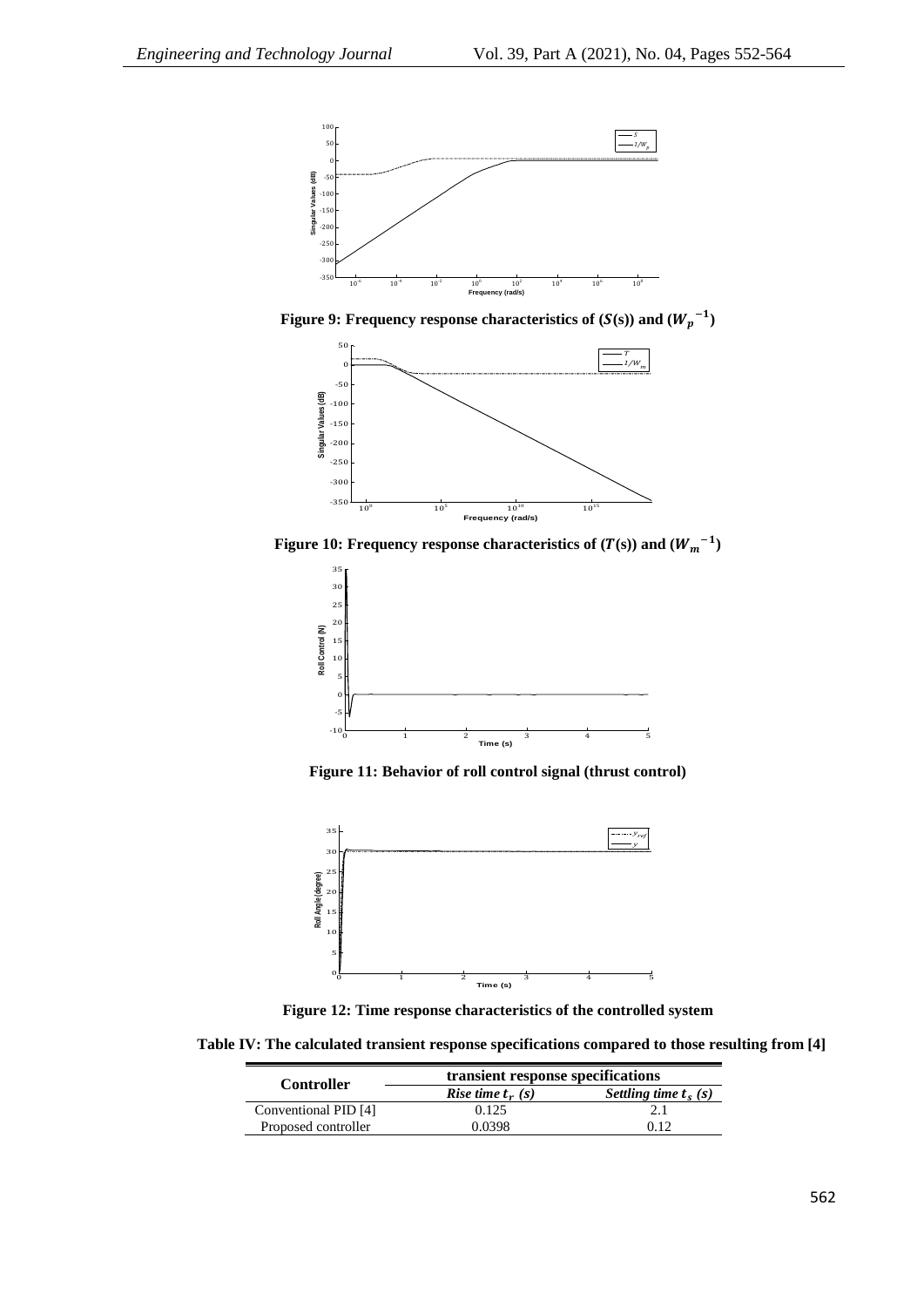Figure 9: Frequency response characteristics of $(S(s))$ and $({W_p}^{-1})$

Figure 10: Frequency response characteristics of $(T(s))$ and $({W_m}^{-1})$

Figure 11: Behavior of roll control signal (thrust control)

Figure 12: Time response characteristics of the controlled system

**Table IV: The calculated transient response specifications compared to those resulting from [4]**

| Controller | transient response specifications | |
|---|---|---|
| | *Rise time $t_r$ (s)* | *Settling time $t_s$ (s)* |
| Conventional PID [4] | 0.125 | 2.1 |
| Proposed controller | 0.0398 | 0.12 |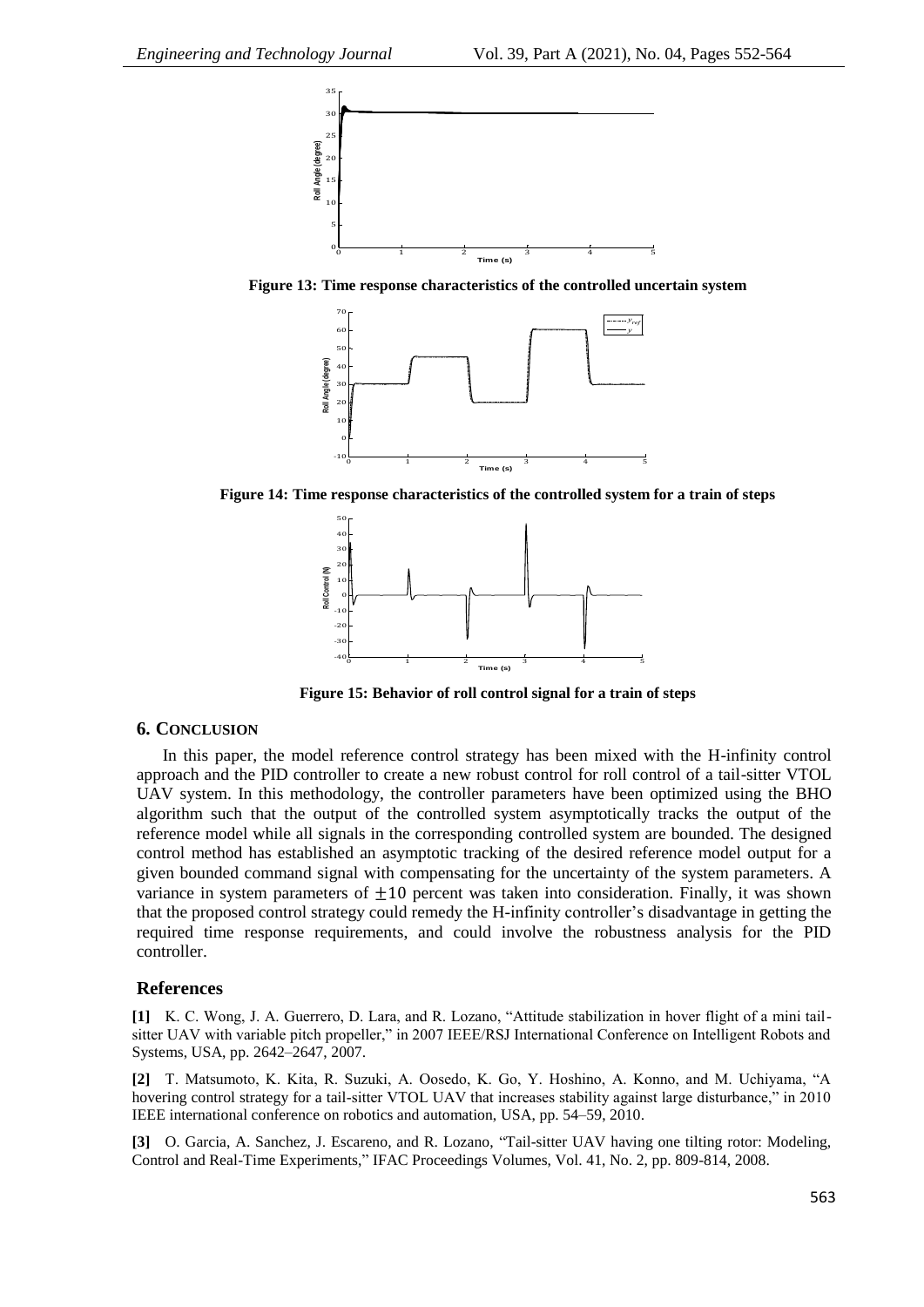Figure 13: Time response characteristics of the controlled uncertain system

Figure 14: Time response characteristics of the controlled system for a train of steps

Figure 15: Behavior of roll control signal for a train of steps

## 6. CONCLUSION

In this paper, the model reference control strategy has been mixed with the H-infinity control approach and the PID controller to create a new robust control for roll control of a tail-sitter VTOL UAV system. In this methodology, the controller parameters have been optimized using the BHO algorithm such that the output of the controlled system asymptotically tracks the output of the reference model while all signals in the corresponding controlled system are bounded. The designed control method has established an asymptotic tracking of the desired reference model output for a given bounded command signal with compensating for the uncertainty of the system parameters. A variance in system parameters of $\pm 10$ percent was taken into consideration. Finally, it was shown that the proposed control strategy could remedy the H-infinity controller's disadvantage in getting the required time response requirements, and could involve the robustness analysis for the PID controller.

## References

**[1]** K. C. Wong, J. A. Guerrero, D. Lara, and R. Lozano, "Attitude stabilization in hover flight of a mini tail-sitter UAV with variable pitch propeller," in 2007 IEEE/RSJ International Conference on Intelligent Robots and Systems, USA, pp. 2642–2647, 2007.

**[2]** T. Matsumoto, K. Kita, R. Suzuki, A. Oosedo, K. Go, Y. Hoshino, A. Konno, and M. Uchiyama, "A hovering control strategy for a tail-sitter VTOL UAV that increases stability against large disturbance," in 2010 IEEE international conference on robotics and automation, USA, pp. 54–59, 2010.

**[3]** O. Garcia, A. Sanchez, J. Escareno, and R. Lozano, "Tail-sitter UAV having one tilting rotor: Modeling, Control and Real-Time Experiments," IFAC Proceedings Volumes, Vol. 41, No. 2, pp. 809-814, 2008.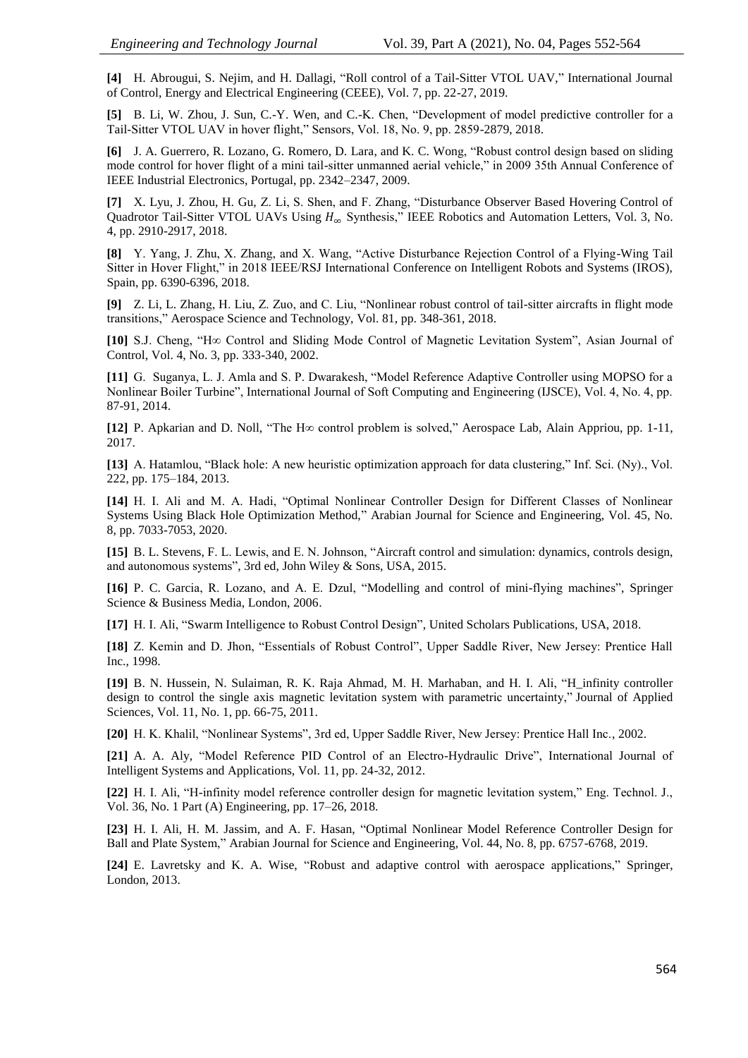**[4]** H. Abrougui, S. Nejim, and H. Dallagi, "Roll control of a Tail-Sitter VTOL UAV," International Journal of Control, Energy and Electrical Engineering (CEEE), Vol. 7, pp. 22-27, 2019.

**[5]** B. Li, W. Zhou, J. Sun, C.-Y. Wen, and C.-K. Chen, "Development of model predictive controller for a Tail-Sitter VTOL UAV in hover flight," Sensors, Vol. 18, No. 9, pp. 2859-2879, 2018.

**[6]** J. A. Guerrero, R. Lozano, G. Romero, D. Lara, and K. C. Wong, "Robust control design based on sliding mode control for hover flight of a mini tail-sitter unmanned aerial vehicle," in 2009 35th Annual Conference of IEEE Industrial Electronics, Portugal, pp. 2342–2347, 2009.

**[7]** X. Lyu, J. Zhou, H. Gu, Z. Li, S. Shen, and F. Zhang, "Disturbance Observer Based Hovering Control of Quadrotor Tail-Sitter VTOL UAVs Using $H_\infty$ Synthesis," IEEE Robotics and Automation Letters, Vol. 3, No. 4, pp. 2910-2917, 2018.

**[8]** Y. Yang, J. Zhu, X. Zhang, and X. Wang, "Active Disturbance Rejection Control of a Flying-Wing Tail Sitter in Hover Flight," in 2018 IEEE/RSJ International Conference on Intelligent Robots and Systems (IROS), Spain, pp. 6390-6396, 2018.

**[9]** Z. Li, L. Zhang, H. Liu, Z. Zuo, and C. Liu, "Nonlinear robust control of tail-sitter aircrafts in flight mode transitions," Aerospace Science and Technology, Vol. 81, pp. 348-361, 2018.

**[10]** S.J. Cheng, "H∞ Control and Sliding Mode Control of Magnetic Levitation System", Asian Journal of Control, Vol. 4, No. 3, pp. 333-340, 2002.

**[11]** G. Suganya, L. J. Amla and S. P. Dwarakesh, "Model Reference Adaptive Controller using MOPSO for a Nonlinear Boiler Turbine", International Journal of Soft Computing and Engineering (IJSCE), Vol. 4, No. 4, pp. 87-91, 2014.

**[12]** P. Apkarian and D. Noll, "The H∞ control problem is solved," Aerospace Lab, Alain Appriou, pp. 1-11, 2017.

**[13]** A. Hatamlou, "Black hole: A new heuristic optimization approach for data clustering," Inf. Sci. (Ny)., Vol. 222, pp. 175–184, 2013.

**[14]** H. I. Ali and M. A. Hadi, "Optimal Nonlinear Controller Design for Different Classes of Nonlinear Systems Using Black Hole Optimization Method," Arabian Journal for Science and Engineering, Vol. 45, No. 8, pp. 7033-7053, 2020.

**[15]** B. L. Stevens, F. L. Lewis, and E. N. Johnson, "Aircraft control and simulation: dynamics, controls design, and autonomous systems", 3rd ed, John Wiley & Sons, USA, 2015.

**[16]** P. C. Garcia, R. Lozano, and A. E. Dzul, "Modelling and control of mini-flying machines", Springer Science & Business Media, London, 2006.

**[17]** H. I. Ali, "Swarm Intelligence to Robust Control Design", United Scholars Publications, USA, 2018.

**[18]** Z. Kemin and D. Jhon, "Essentials of Robust Control", Upper Saddle River, New Jersey: Prentice Hall Inc., 1998.

**[19]** B. N. Hussein, N. Sulaiman, R. K. Raja Ahmad, M. H. Marhaban, and H. I. Ali, "H_infinity controller design to control the single axis magnetic levitation system with parametric uncertainty," Journal of Applied Sciences, Vol. 11, No. 1, pp. 66-75, 2011.

**[20]** H. K. Khalil, "Nonlinear Systems", 3rd ed, Upper Saddle River, New Jersey: Prentice Hall Inc., 2002.

**[21]** A. A. Aly, "Model Reference PID Control of an Electro-Hydraulic Drive", International Journal of Intelligent Systems and Applications, Vol. 11, pp. 24-32, 2012.

**[22]** H. I. Ali, "H-infinity model reference controller design for magnetic levitation system," Eng. Technol. J., Vol. 36, No. 1 Part (A) Engineering, pp. 17–26, 2018.

**[23]** H. I. Ali, H. M. Jassim, and A. F. Hasan, "Optimal Nonlinear Model Reference Controller Design for Ball and Plate System," Arabian Journal for Science and Engineering, Vol. 44, No. 8, pp. 6757-6768, 2019.

**[24]** E. Lavretsky and K. A. Wise, "Robust and adaptive control with aerospace applications," Springer, London, 2013.